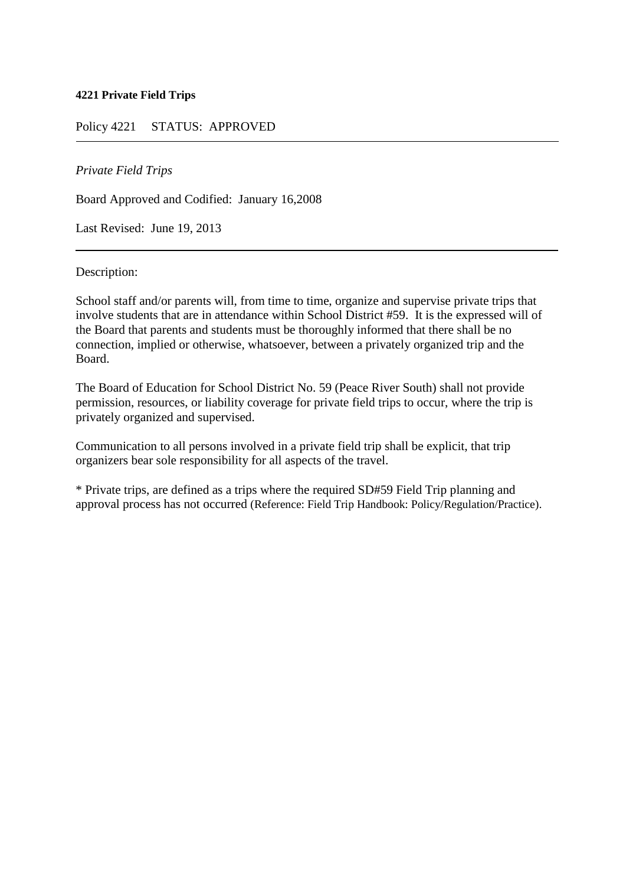**4221 Private Field Trips**

Policy 4221 STATUS: APPROVED

---

*Private Field Trips*

Board Approved and Codified: January 16,2008

Last Revised: June 19, 2013

---

Description:

School staff and/or parents will, from time to time, organize and supervise private trips that involve students that are in attendance within School District #59. It is the expressed will of the Board that parents and students must be thoroughly informed that there shall be no connection, implied or otherwise, whatsoever, between a privately organized trip and the Board.

The Board of Education for School District No. 59 (Peace River South) shall not provide permission, resources, or liability coverage for private field trips to occur, where the trip is privately organized and supervised.

Communication to all persons involved in a private field trip shall be explicit, that trip organizers bear sole responsibility for all aspects of the travel.

* Private trips, are defined as a trips where the required SD#59 Field Trip planning and approval process has not occurred (Reference: Field Trip Handbook: Policy/Regulation/Practice).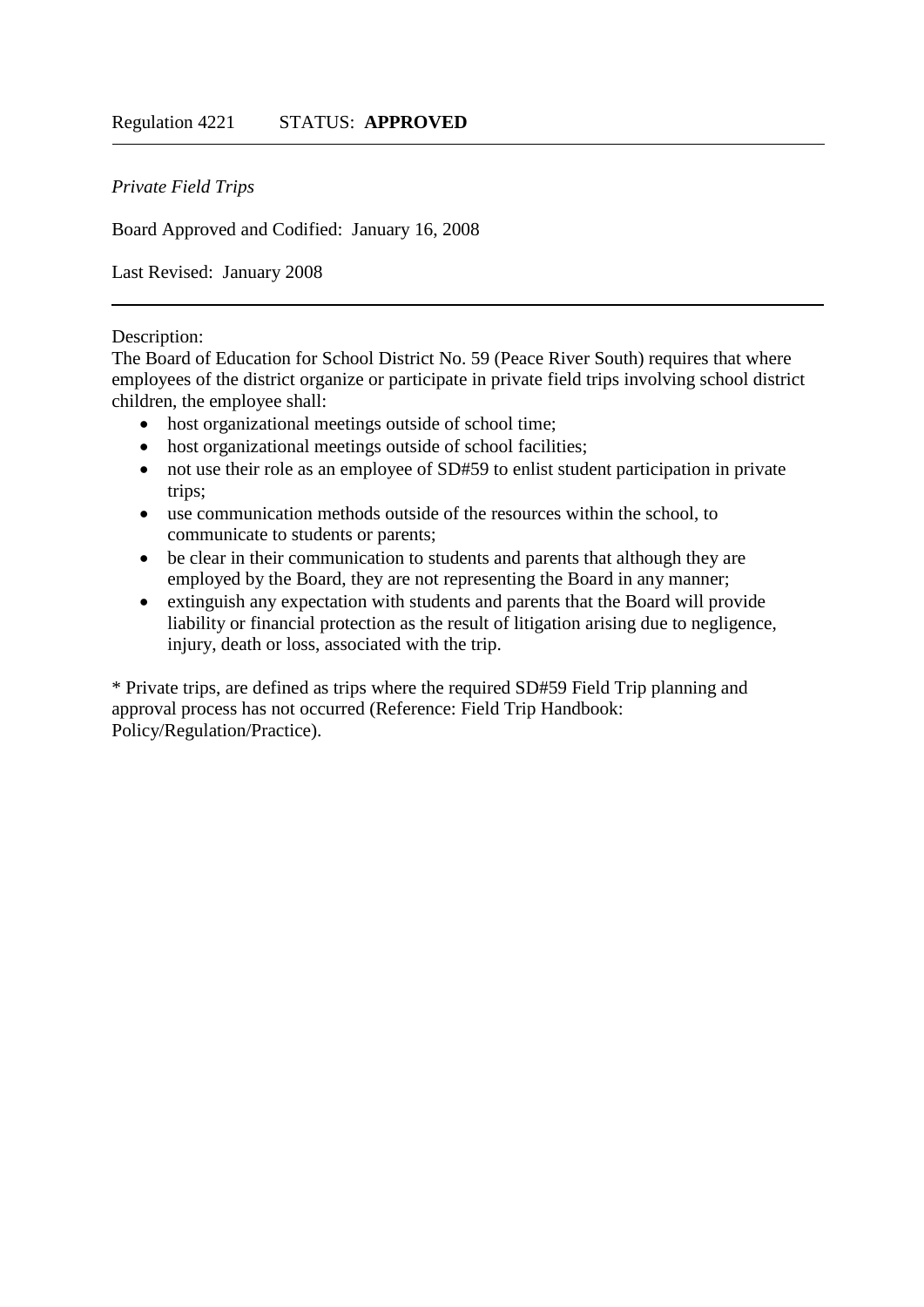Regulation 4221 STATUS: **APPROVED**

---

*Private Field Trips*

Board Approved and Codified: January 16, 2008

Last Revised: January 2008

---

Description:
The Board of Education for School District No. 59 (Peace River South) requires that where employees of the district organize or participate in private field trips involving school district children, the employee shall:

- host organizational meetings outside of school time;
- host organizational meetings outside of school facilities;
- not use their role as an employee of SD#59 to enlist student participation in private trips;
- use communication methods outside of the resources within the school, to communicate to students or parents;
- be clear in their communication to students and parents that although they are employed by the Board, they are not representing the Board in any manner;
- extinguish any expectation with students and parents that the Board will provide liability or financial protection as the result of litigation arising due to negligence, injury, death or loss, associated with the trip.

* Private trips, are defined as trips where the required SD#59 Field Trip planning and approval process has not occurred (Reference: Field Trip Handbook: Policy/Regulation/Practice).